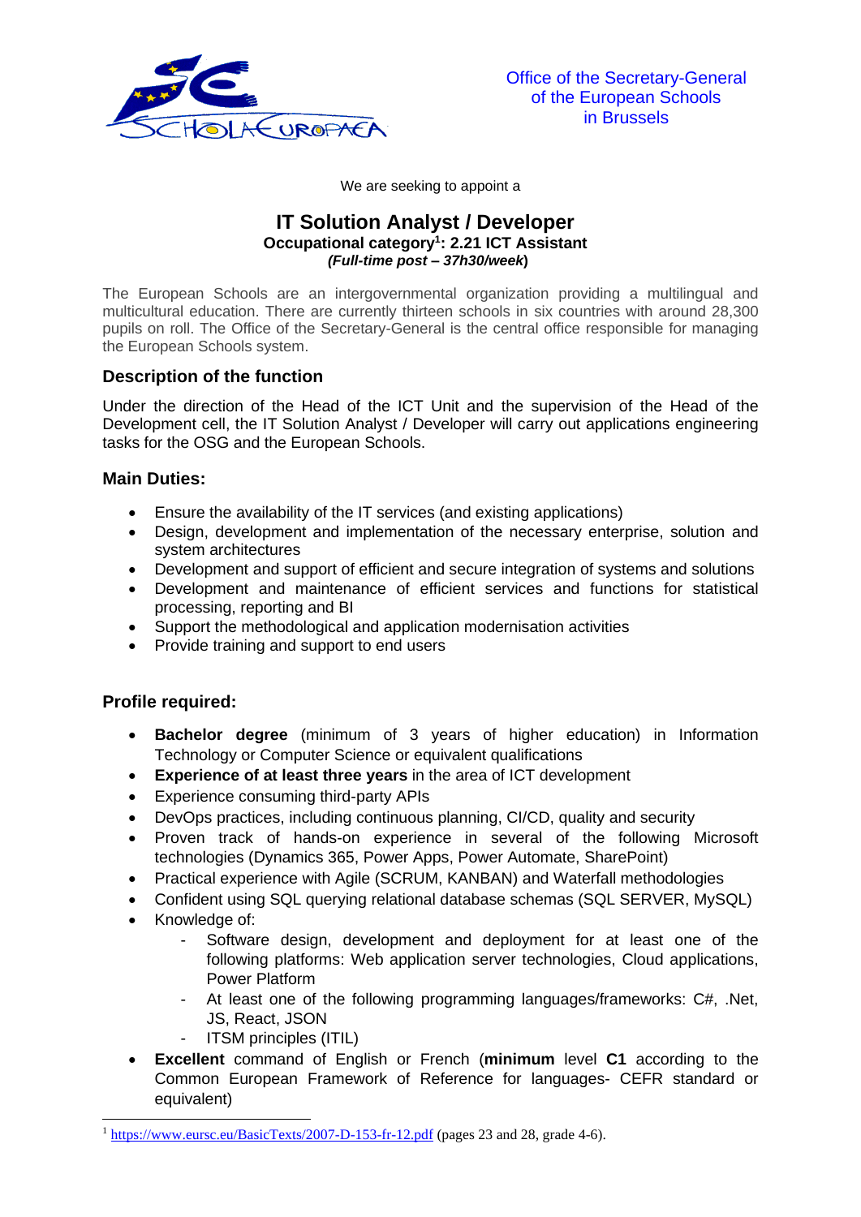Office of the Secretary-General
of the European Schools
in Brussels

We are seeking to appoint a

# IT Solution Analyst / Developer

**Occupational category[1]: 2.21 ICT Assistant**
***(Full-time post – 37h30/week)***

The European Schools are an intergovernmental organization providing a multilingual and multicultural education. There are currently thirteen schools in six countries with around 28,300 pupils on roll. The Office of the Secretary-General is the central office responsible for managing the European Schools system.

## Description of the function

Under the direction of the Head of the ICT Unit and the supervision of the Head of the Development cell, the IT Solution Analyst / Developer will carry out applications engineering tasks for the OSG and the European Schools.

## Main Duties:

- Ensure the availability of the IT services (and existing applications)
- Design, development and implementation of the necessary enterprise, solution and system architectures
- Development and support of efficient and secure integration of systems and solutions
- Development and maintenance of efficient services and functions for statistical processing, reporting and BI
- Support the methodological and application modernisation activities
- Provide training and support to end users

## Profile required:

- **Bachelor degree** (minimum of 3 years of higher education) in Information Technology or Computer Science or equivalent qualifications
- **Experience of at least three years** in the area of ICT development
- Experience consuming third-party APIs
- DevOps practices, including continuous planning, CI/CD, quality and security
- Proven track of hands-on experience in several of the following Microsoft technologies (Dynamics 365, Power Apps, Power Automate, SharePoint)
- Practical experience with Agile (SCRUM, KANBAN) and Waterfall methodologies
- Confident using SQL querying relational database schemas (SQL SERVER, MySQL)
- Knowledge of:
  - Software design, development and deployment for at least one of the following platforms: Web application server technologies, Cloud applications, Power Platform
  - At least one of the following programming languages/frameworks: C#, .Net, JS, React, JSON
  - ITSM principles (ITIL)
- **Excellent** command of English or French (**minimum** level **C1** according to the Common European Framework of Reference for languages- CEFR standard or equivalent)

---

[1] https://www.eursc.eu/BasicTexts/2007-D-153-fr-12.pdf (pages 23 and 28, grade 4-6).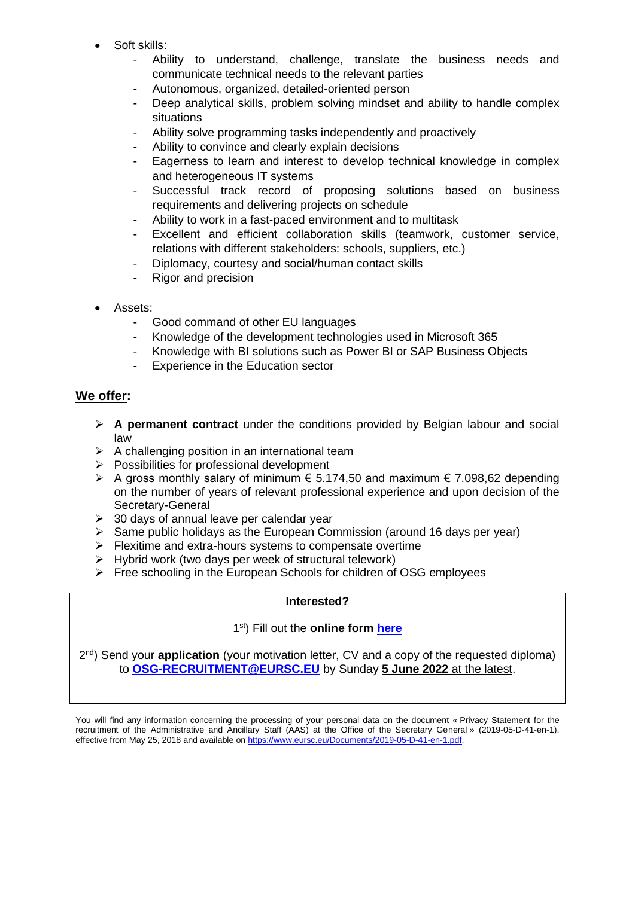- Soft skills:
  - Ability to understand, challenge, translate the business needs and communicate technical needs to the relevant parties
  - Autonomous, organized, detailed-oriented person
  - Deep analytical skills, problem solving mindset and ability to handle complex situations
  - Ability solve programming tasks independently and proactively
  - Ability to convince and clearly explain decisions
  - Eagerness to learn and interest to develop technical knowledge in complex and heterogeneous IT systems
  - Successful track record of proposing solutions based on business requirements and delivering projects on schedule
  - Ability to work in a fast-paced environment and to multitask
  - Excellent and efficient collaboration skills (teamwork, customer service, relations with different stakeholders: schools, suppliers, etc.)
  - Diplomacy, courtesy and social/human contact skills
  - Rigor and precision

- Assets:
  - Good command of other EU languages
  - Knowledge of the development technologies used in Microsoft 365
  - Knowledge with BI solutions such as Power BI or SAP Business Objects
  - Experience in the Education sector

## We offer:

- **A permanent contract** under the conditions provided by Belgian labour and social law
- A challenging position in an international team
- Possibilities for professional development
- A gross monthly salary of minimum € 5.174,50 and maximum € 7.098,62 depending on the number of years of relevant professional experience and upon decision of the Secretary-General
- 30 days of annual leave per calendar year
- Same public holidays as the European Commission (around 16 days per year)
- Flexitime and extra-hours systems to compensate overtime
- Hybrid work (two days per week of structural telework)
- Free schooling in the European Schools for children of OSG employees

**Interested?**

1st) Fill out the **online form** **here**

2nd) Send your **application** (your motivation letter, CV and a copy of the requested diploma) to **OSG-RECRUITMENT@EURSC.EU** by Sunday **5 June 2022** at the latest.

You will find any information concerning the processing of your personal data on the document « Privacy Statement for the recruitment of the Administrative and Ancillary Staff (AAS) at the Office of the Secretary General » (2019-05-D-41-en-1), effective from May 25, 2018 and available on https://www.eursc.eu/Documents/2019-05-D-41-en-1.pdf.